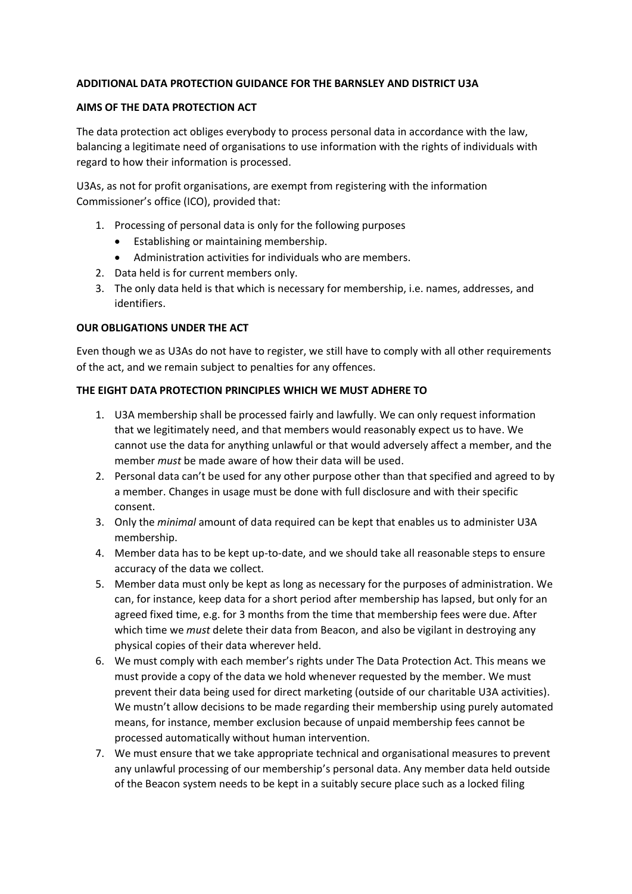**ADDITIONAL DATA PROTECTION GUIDANCE FOR THE BARNSLEY AND DISTRICT U3A**

**AIMS OF THE DATA PROTECTION ACT**

The data protection act obliges everybody to process personal data in accordance with the law, balancing a legitimate need of organisations to use information with the rights of individuals with regard to how their information is processed.

U3As, as not for profit organisations, are exempt from registering with the information Commissioner's office (ICO), provided that:

1. Processing of personal data is only for the following purposes
   - Establishing or maintaining membership.
   - Administration activities for individuals who are members.
2. Data held is for current members only.
3. The only data held is that which is necessary for membership, i.e. names, addresses, and identifiers.

**OUR OBLIGATIONS UNDER THE ACT**

Even though we as U3As do not have to register, we still have to comply with all other requirements of the act, and we remain subject to penalties for any offences.

**THE EIGHT DATA PROTECTION PRINCIPLES WHICH WE MUST ADHERE TO**

1. U3A membership shall be processed fairly and lawfully. We can only request information that we legitimately need, and that members would reasonably expect us to have. We cannot use the data for anything unlawful or that would adversely affect a member, and the member *must* be made aware of how their data will be used.
2. Personal data can't be used for any other purpose other than that specified and agreed to by a member. Changes in usage must be done with full disclosure and with their specific consent.
3. Only the *minimal* amount of data required can be kept that enables us to administer U3A membership.
4. Member data has to be kept up-to-date, and we should take all reasonable steps to ensure accuracy of the data we collect.
5. Member data must only be kept as long as necessary for the purposes of administration. We can, for instance, keep data for a short period after membership has lapsed, but only for an agreed fixed time, e.g. for 3 months from the time that membership fees were due. After which time we *must* delete their data from Beacon, and also be vigilant in destroying any physical copies of their data wherever held.
6. We must comply with each member's rights under The Data Protection Act. This means we must provide a copy of the data we hold whenever requested by the member. We must prevent their data being used for direct marketing (outside of our charitable U3A activities). We mustn't allow decisions to be made regarding their membership using purely automated means, for instance, member exclusion because of unpaid membership fees cannot be processed automatically without human intervention.
7. We must ensure that we take appropriate technical and organisational measures to prevent any unlawful processing of our membership's personal data. Any member data held outside of the Beacon system needs to be kept in a suitably secure place such as a locked filing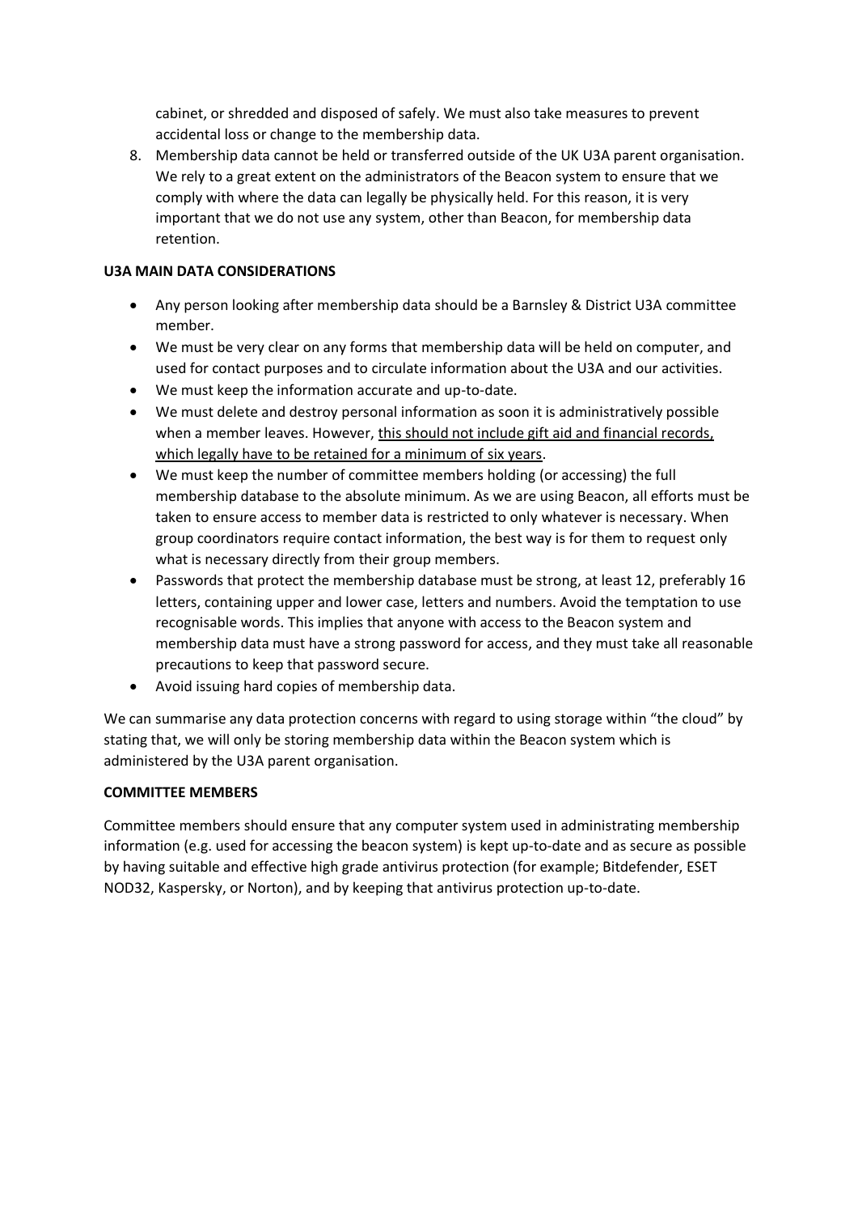cabinet, or shredded and disposed of safely. We must also take measures to prevent accidental loss or change to the membership data.

8. Membership data cannot be held or transferred outside of the UK U3A parent organisation. We rely to a great extent on the administrators of the Beacon system to ensure that we comply with where the data can legally be physically held. For this reason, it is very important that we do not use any system, other than Beacon, for membership data retention.

**U3A MAIN DATA CONSIDERATIONS**

- Any person looking after membership data should be a Barnsley & District U3A committee member.
- We must be very clear on any forms that membership data will be held on computer, and used for contact purposes and to circulate information about the U3A and our activities.
- We must keep the information accurate and up-to-date.
- We must delete and destroy personal information as soon it is administratively possible when a member leaves. However, <u>this should not include gift aid and financial records, which legally have to be retained for a minimum of six years</u>.
- We must keep the number of committee members holding (or accessing) the full membership database to the absolute minimum. As we are using Beacon, all efforts must be taken to ensure access to member data is restricted to only whatever is necessary. When group coordinators require contact information, the best way is for them to request only what is necessary directly from their group members.
- Passwords that protect the membership database must be strong, at least 12, preferably 16 letters, containing upper and lower case, letters and numbers. Avoid the temptation to use recognisable words. This implies that anyone with access to the Beacon system and membership data must have a strong password for access, and they must take all reasonable precautions to keep that password secure.
- Avoid issuing hard copies of membership data.

We can summarise any data protection concerns with regard to using storage within "the cloud" by stating that, we will only be storing membership data within the Beacon system which is administered by the U3A parent organisation.

**COMMITTEE MEMBERS**

Committee members should ensure that any computer system used in administrating membership information (e.g. used for accessing the beacon system) is kept up-to-date and as secure as possible by having suitable and effective high grade antivirus protection (for example; Bitdefender, ESET NOD32, Kaspersky, or Norton), and by keeping that antivirus protection up-to-date.